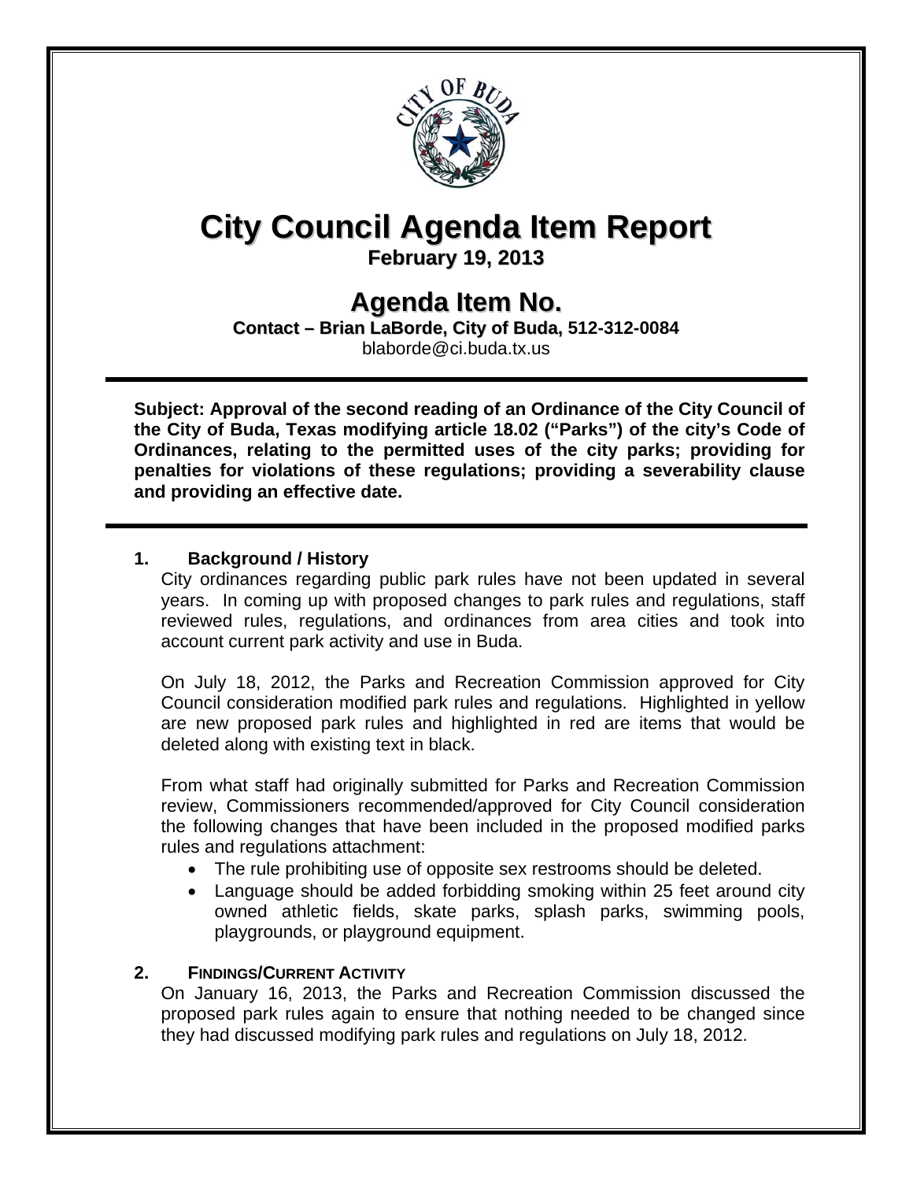# City Council Agenda Item Report

**February 19, 2013**

## Agenda Item No.

**Contact – Brian LaBorde, City of Buda, 512-312-0084**
blaborde@ci.buda.tx.us

---

**Subject: Approval of the second reading of an Ordinance of the City Council of the City of Buda, Texas modifying article 18.02 ("Parks") of the city's Code of Ordinances, relating to the permitted uses of the city parks; providing for penalties for violations of these regulations; providing a severability clause and providing an effective date.**

---

### 1. Background / History

City ordinances regarding public park rules have not been updated in several years. In coming up with proposed changes to park rules and regulations, staff reviewed rules, regulations, and ordinances from area cities and took into account current park activity and use in Buda.

On July 18, 2012, the Parks and Recreation Commission approved for City Council consideration modified park rules and regulations. Highlighted in yellow are new proposed park rules and highlighted in red are items that would be deleted along with existing text in black.

From what staff had originally submitted for Parks and Recreation Commission review, Commissioners recommended/approved for City Council consideration the following changes that have been included in the proposed modified parks rules and regulations attachment:

- The rule prohibiting use of opposite sex restrooms should be deleted.
- Language should be added forbidding smoking within 25 feet around city owned athletic fields, skate parks, splash parks, swimming pools, playgrounds, or playground equipment.

### 2. Findings/Current Activity

On January 16, 2013, the Parks and Recreation Commission discussed the proposed park rules again to ensure that nothing needed to be changed since they had discussed modifying park rules and regulations on July 18, 2012.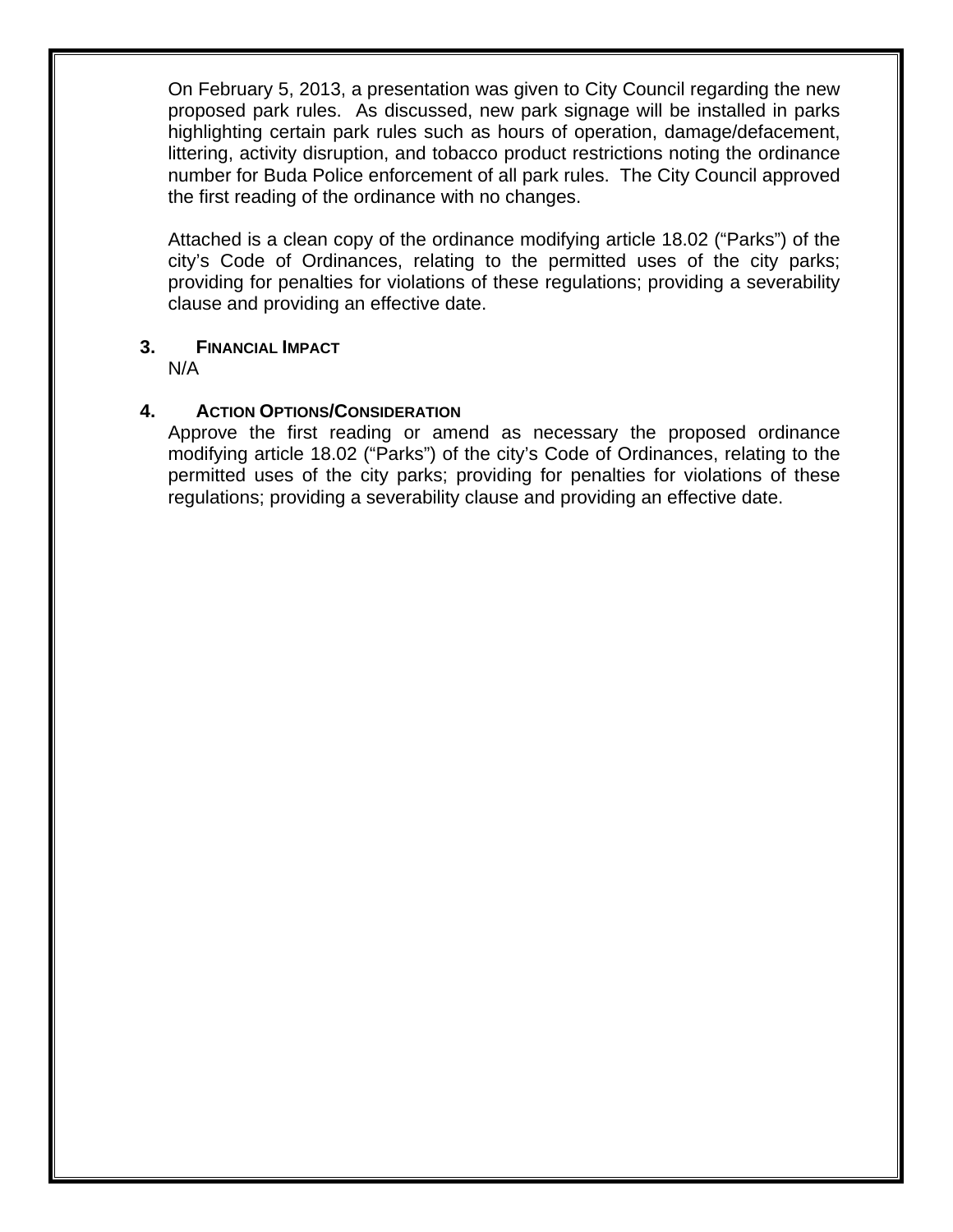On February 5, 2013, a presentation was given to City Council regarding the new proposed park rules. As discussed, new park signage will be installed in parks highlighting certain park rules such as hours of operation, damage/defacement, littering, activity disruption, and tobacco product restrictions noting the ordinance number for Buda Police enforcement of all park rules. The City Council approved the first reading of the ordinance with no changes.

Attached is a clean copy of the ordinance modifying article 18.02 ("Parks") of the city's Code of Ordinances, relating to the permitted uses of the city parks; providing for penalties for violations of these regulations; providing a severability clause and providing an effective date.

### 3. FINANCIAL IMPACT

N/A

### 4. ACTION OPTIONS/CONSIDERATION

Approve the first reading or amend as necessary the proposed ordinance modifying article 18.02 ("Parks") of the city's Code of Ordinances, relating to the permitted uses of the city parks; providing for penalties for violations of these regulations; providing a severability clause and providing an effective date.